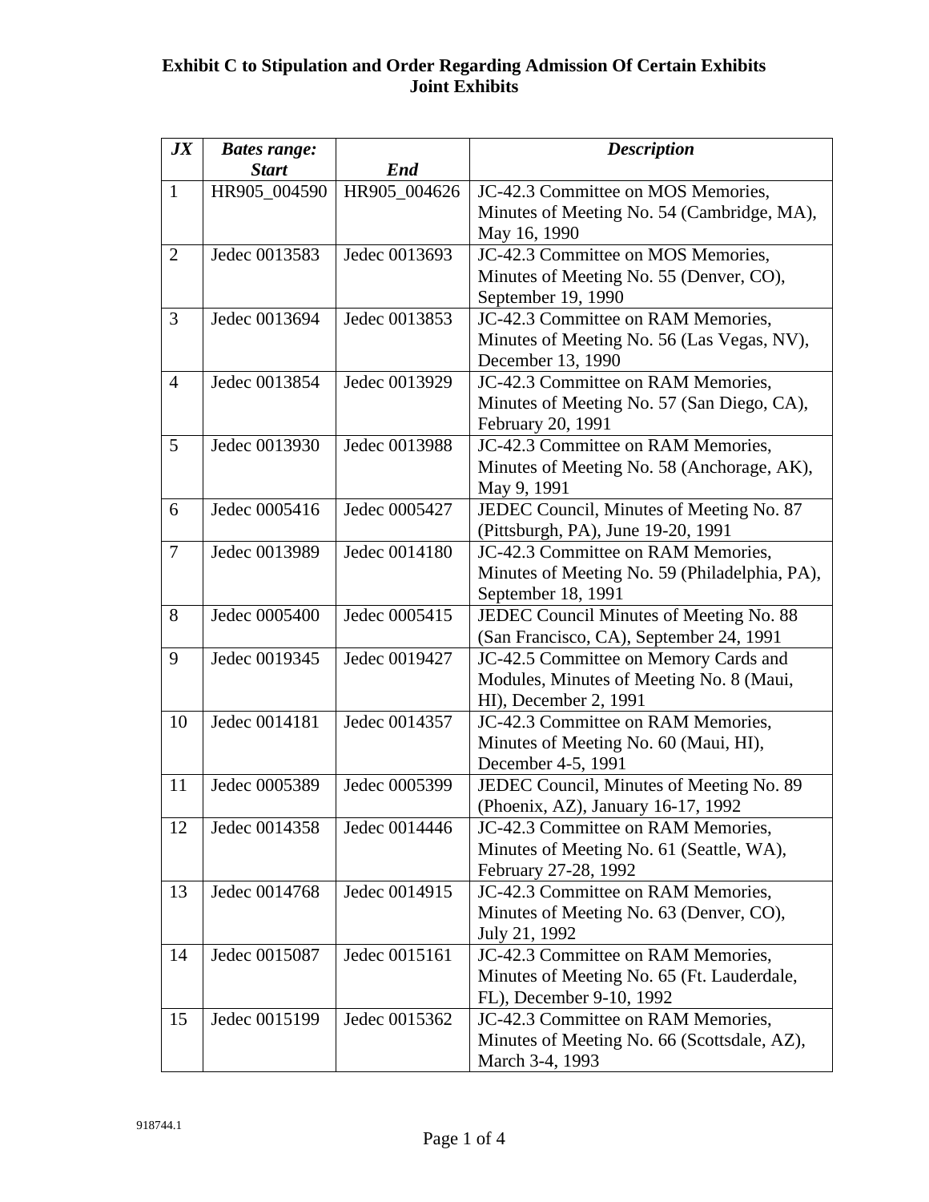**Exhibit C to Stipulation and Order Regarding Admission Of Certain Exhibits**
**Joint Exhibits**

| *JX* | *Bates range: Start* | *End* | *Description* |
|---|---|---|---|
| 1 | HR905_004590 | HR905_004626 | JC-42.3 Committee on MOS Memories, Minutes of Meeting No. 54 (Cambridge, MA), May 16, 1990 |
| 2 | Jedec 0013583 | Jedec 0013693 | JC-42.3 Committee on MOS Memories, Minutes of Meeting No. 55 (Denver, CO), September 19, 1990 |
| 3 | Jedec 0013694 | Jedec 0013853 | JC-42.3 Committee on RAM Memories, Minutes of Meeting No. 56 (Las Vegas, NV), December 13, 1990 |
| 4 | Jedec 0013854 | Jedec 0013929 | JC-42.3 Committee on RAM Memories, Minutes of Meeting No. 57 (San Diego, CA), February 20, 1991 |
| 5 | Jedec 0013930 | Jedec 0013988 | JC-42.3 Committee on RAM Memories, Minutes of Meeting No. 58 (Anchorage, AK), May 9, 1991 |
| 6 | Jedec 0005416 | Jedec 0005427 | JEDEC Council, Minutes of Meeting No. 87 (Pittsburgh, PA), June 19-20, 1991 |
| 7 | Jedec 0013989 | Jedec 0014180 | JC-42.3 Committee on RAM Memories, Minutes of Meeting No. 59 (Philadelphia, PA), September 18, 1991 |
| 8 | Jedec 0005400 | Jedec 0005415 | JEDEC Council Minutes of Meeting No. 88 (San Francisco, CA), September 24, 1991 |
| 9 | Jedec 0019345 | Jedec 0019427 | JC-42.5 Committee on Memory Cards and Modules, Minutes of Meeting No. 8 (Maui, HI), December 2, 1991 |
| 10 | Jedec 0014181 | Jedec 0014357 | JC-42.3 Committee on RAM Memories, Minutes of Meeting No. 60 (Maui, HI), December 4-5, 1991 |
| 11 | Jedec 0005389 | Jedec 0005399 | JEDEC Council, Minutes of Meeting No. 89 (Phoenix, AZ), January 16-17, 1992 |
| 12 | Jedec 0014358 | Jedec 0014446 | JC-42.3 Committee on RAM Memories, Minutes of Meeting No. 61 (Seattle, WA), February 27-28, 1992 |
| 13 | Jedec 0014768 | Jedec 0014915 | JC-42.3 Committee on RAM Memories, Minutes of Meeting No. 63 (Denver, CO), July 21, 1992 |
| 14 | Jedec 0015087 | Jedec 0015161 | JC-42.3 Committee on RAM Memories, Minutes of Meeting No. 65 (Ft. Lauderdale, FL), December 9-10, 1992 |
| 15 | Jedec 0015199 | Jedec 0015362 | JC-42.3 Committee on RAM Memories, Minutes of Meeting No. 66 (Scottsdale, AZ), March 3-4, 1993 |

918744.1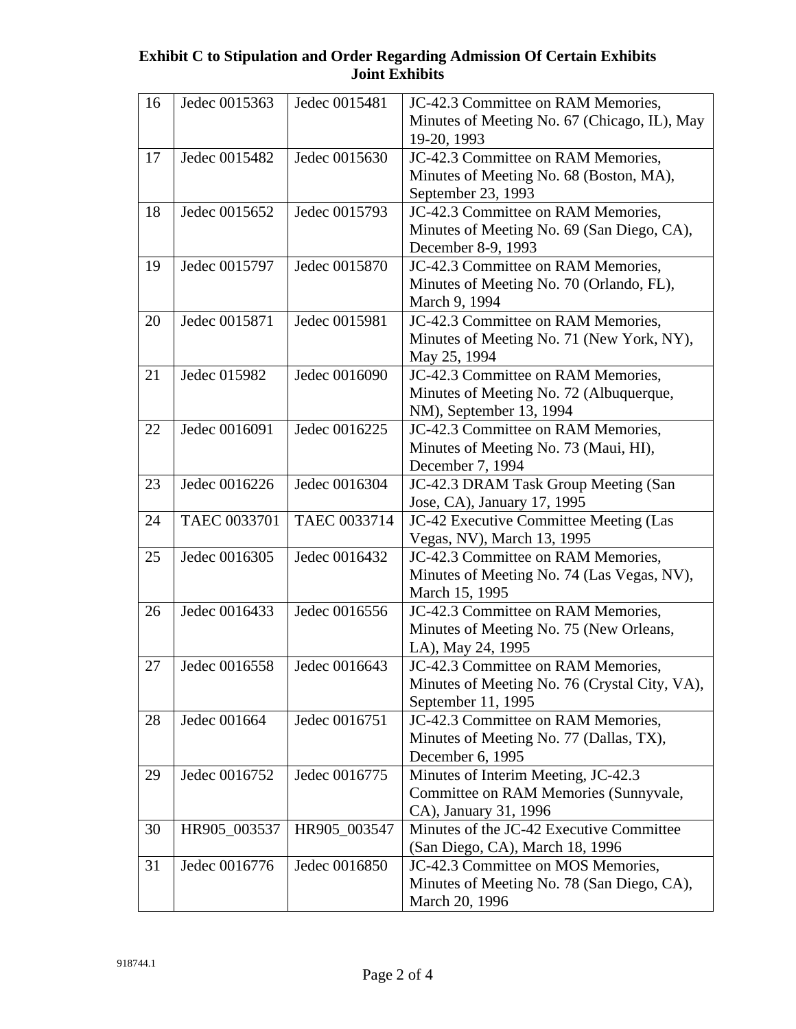**Exhibit C to Stipulation and Order Regarding Admission Of Certain Exhibits**
**Joint Exhibits**

| | | | |
|---|---|---|---|
| 16 | Jedec 0015363 | Jedec 0015481 | JC-42.3 Committee on RAM Memories, Minutes of Meeting No. 67 (Chicago, IL), May 19-20, 1993 |
| 17 | Jedec 0015482 | Jedec 0015630 | JC-42.3 Committee on RAM Memories, Minutes of Meeting No. 68 (Boston, MA), September 23, 1993 |
| 18 | Jedec 0015652 | Jedec 0015793 | JC-42.3 Committee on RAM Memories, Minutes of Meeting No. 69 (San Diego, CA), December 8-9, 1993 |
| 19 | Jedec 0015797 | Jedec 0015870 | JC-42.3 Committee on RAM Memories, Minutes of Meeting No. 70 (Orlando, FL), March 9, 1994 |
| 20 | Jedec 0015871 | Jedec 0015981 | JC-42.3 Committee on RAM Memories, Minutes of Meeting No. 71 (New York, NY), May 25, 1994 |
| 21 | Jedec 015982 | Jedec 0016090 | JC-42.3 Committee on RAM Memories, Minutes of Meeting No. 72 (Albuquerque, NM), September 13, 1994 |
| 22 | Jedec 0016091 | Jedec 0016225 | JC-42.3 Committee on RAM Memories, Minutes of Meeting No. 73 (Maui, HI), December 7, 1994 |
| 23 | Jedec 0016226 | Jedec 0016304 | JC-42.3 DRAM Task Group Meeting (San Jose, CA), January 17, 1995 |
| 24 | TAEC 0033701 | TAEC 0033714 | JC-42 Executive Committee Meeting (Las Vegas, NV), March 13, 1995 |
| 25 | Jedec 0016305 | Jedec 0016432 | JC-42.3 Committee on RAM Memories, Minutes of Meeting No. 74 (Las Vegas, NV), March 15, 1995 |
| 26 | Jedec 0016433 | Jedec 0016556 | JC-42.3 Committee on RAM Memories, Minutes of Meeting No. 75 (New Orleans, LA), May 24, 1995 |
| 27 | Jedec 0016558 | Jedec 0016643 | JC-42.3 Committee on RAM Memories, Minutes of Meeting No. 76 (Crystal City, VA), September 11, 1995 |
| 28 | Jedec 001664 | Jedec 0016751 | JC-42.3 Committee on RAM Memories, Minutes of Meeting No. 77 (Dallas, TX), December 6, 1995 |
| 29 | Jedec 0016752 | Jedec 0016775 | Minutes of Interim Meeting, JC-42.3 Committee on RAM Memories (Sunnyvale, CA), January 31, 1996 |
| 30 | HR905_003537 | HR905_003547 | Minutes of the JC-42 Executive Committee (San Diego, CA), March 18, 1996 |
| 31 | Jedec 0016776 | Jedec 0016850 | JC-42.3 Committee on MOS Memories, Minutes of Meeting No. 78 (San Diego, CA), March 20, 1996 |

918744.1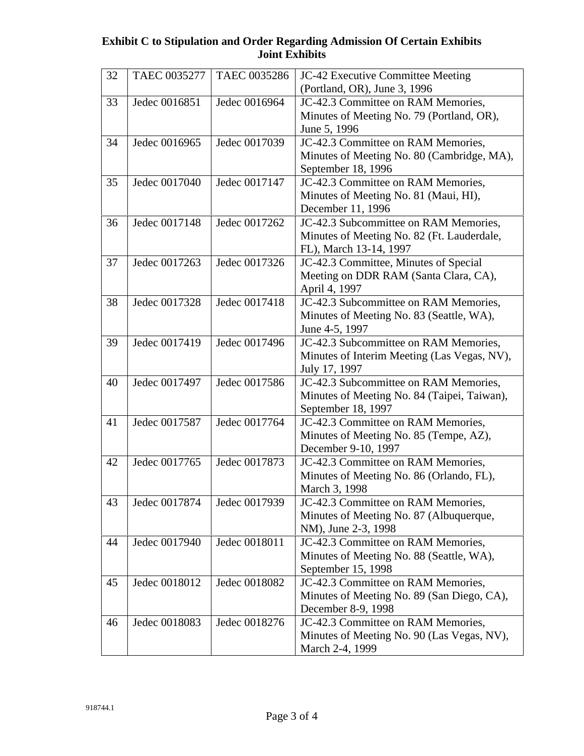**Exhibit C to Stipulation and Order Regarding Admission Of Certain Exhibits**
**Joint Exhibits**

| | | | |
|---|---|---|---|
| 32 | TAEC 0035277 | TAEC 0035286 | JC-42 Executive Committee Meeting (Portland, OR), June 3, 1996 |
| 33 | Jedec 0016851 | Jedec 0016964 | JC-42.3 Committee on RAM Memories, Minutes of Meeting No. 79 (Portland, OR), June 5, 1996 |
| 34 | Jedec 0016965 | Jedec 0017039 | JC-42.3 Committee on RAM Memories, Minutes of Meeting No. 80 (Cambridge, MA), September 18, 1996 |
| 35 | Jedec 0017040 | Jedec 0017147 | JC-42.3 Committee on RAM Memories, Minutes of Meeting No. 81 (Maui, HI), December 11, 1996 |
| 36 | Jedec 0017148 | Jedec 0017262 | JC-42.3 Subcommittee on RAM Memories, Minutes of Meeting No. 82 (Ft. Lauderdale, FL), March 13-14, 1997 |
| 37 | Jedec 0017263 | Jedec 0017326 | JC-42.3 Committee, Minutes of Special Meeting on DDR RAM (Santa Clara, CA), April 4, 1997 |
| 38 | Jedec 0017328 | Jedec 0017418 | JC-42.3 Subcommittee on RAM Memories, Minutes of Meeting No. 83 (Seattle, WA), June 4-5, 1997 |
| 39 | Jedec 0017419 | Jedec 0017496 | JC-42.3 Subcommittee on RAM Memories, Minutes of Interim Meeting (Las Vegas, NV), July 17, 1997 |
| 40 | Jedec 0017497 | Jedec 0017586 | JC-42.3 Subcommittee on RAM Memories, Minutes of Meeting No. 84 (Taipei, Taiwan), September 18, 1997 |
| 41 | Jedec 0017587 | Jedec 0017764 | JC-42.3 Committee on RAM Memories, Minutes of Meeting No. 85 (Tempe, AZ), December 9-10, 1997 |
| 42 | Jedec 0017765 | Jedec 0017873 | JC-42.3 Committee on RAM Memories, Minutes of Meeting No. 86 (Orlando, FL), March 3, 1998 |
| 43 | Jedec 0017874 | Jedec 0017939 | JC-42.3 Committee on RAM Memories, Minutes of Meeting No. 87 (Albuquerque, NM), June 2-3, 1998 |
| 44 | Jedec 0017940 | Jedec 0018011 | JC-42.3 Committee on RAM Memories, Minutes of Meeting No. 88 (Seattle, WA), September 15, 1998 |
| 45 | Jedec 0018012 | Jedec 0018082 | JC-42.3 Committee on RAM Memories, Minutes of Meeting No. 89 (San Diego, CA), December 8-9, 1998 |
| 46 | Jedec 0018083 | Jedec 0018276 | JC-42.3 Committee on RAM Memories, Minutes of Meeting No. 90 (Las Vegas, NV), March 2-4, 1999 |

918744.1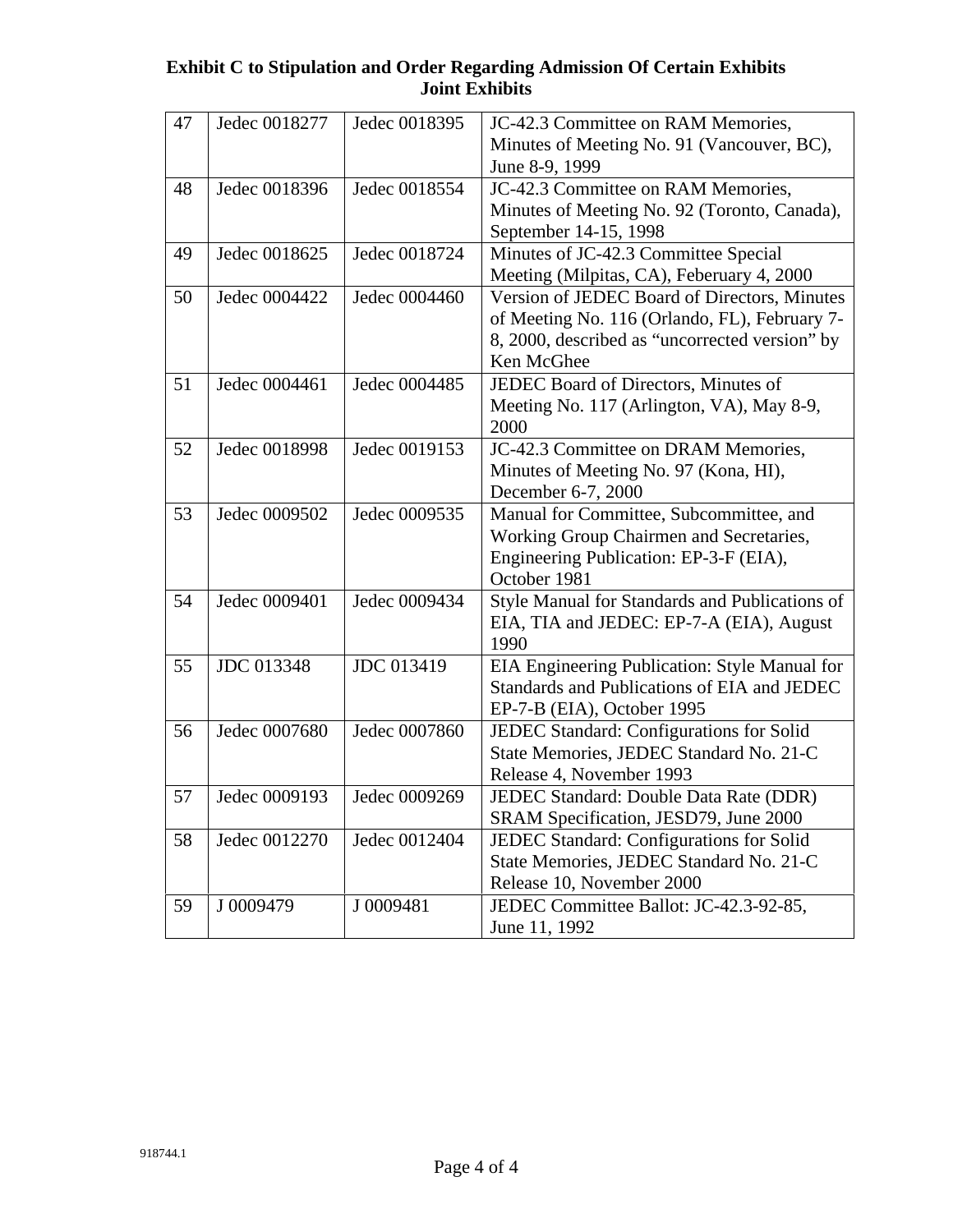**Exhibit C to Stipulation and Order Regarding Admission Of Certain Exhibits**
**Joint Exhibits**

| | | | |
|---|---|---|---|
| 47 | Jedec 0018277 | Jedec 0018395 | JC-42.3 Committee on RAM Memories, Minutes of Meeting No. 91 (Vancouver, BC), June 8-9, 1999 |
| 48 | Jedec 0018396 | Jedec 0018554 | JC-42.3 Committee on RAM Memories, Minutes of Meeting No. 92 (Toronto, Canada), September 14-15, 1998 |
| 49 | Jedec 0018625 | Jedec 0018724 | Minutes of JC-42.3 Committee Special Meeting (Milpitas, CA), Feberuary 4, 2000 |
| 50 | Jedec 0004422 | Jedec 0004460 | Version of JEDEC Board of Directors, Minutes of Meeting No. 116 (Orlando, FL), February 7-8, 2000, described as "uncorrected version" by Ken McGhee |
| 51 | Jedec 0004461 | Jedec 0004485 | JEDEC Board of Directors, Minutes of Meeting No. 117 (Arlington, VA), May 8-9, 2000 |
| 52 | Jedec 0018998 | Jedec 0019153 | JC-42.3 Committee on DRAM Memories, Minutes of Meeting No. 97 (Kona, HI), December 6-7, 2000 |
| 53 | Jedec 0009502 | Jedec 0009535 | Manual for Committee, Subcommittee, and Working Group Chairmen and Secretaries, Engineering Publication: EP-3-F (EIA), October 1981 |
| 54 | Jedec 0009401 | Jedec 0009434 | Style Manual for Standards and Publications of EIA, TIA and JEDEC: EP-7-A (EIA), August 1990 |
| 55 | JDC 013348 | JDC 013419 | EIA Engineering Publication: Style Manual for Standards and Publications of EIA and JEDEC EP-7-B (EIA), October 1995 |
| 56 | Jedec 0007680 | Jedec 0007860 | JEDEC Standard: Configurations for Solid State Memories, JEDEC Standard No. 21-C Release 4, November 1993 |
| 57 | Jedec 0009193 | Jedec 0009269 | JEDEC Standard: Double Data Rate (DDR) SRAM Specification, JESD79, June 2000 |
| 58 | Jedec 0012270 | Jedec 0012404 | JEDEC Standard: Configurations for Solid State Memories, JEDEC Standard No. 21-C Release 10, November 2000 |
| 59 | J 0009479 | J 0009481 | JEDEC Committee Ballot: JC-42.3-92-85, June 11, 1992 |

918744.1